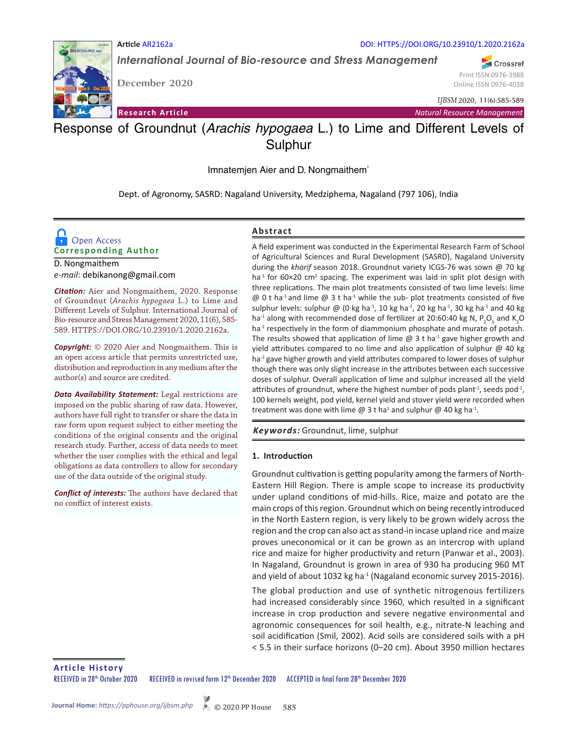Article AR2162a

DOI: HTTPS://DOI.ORG/10.23910/1.2020.2162a

*International Journal of Bio-resource and Stress Management*

December 2020

Print ISSN 0976-3988
Online ISSN 0976-4038

*IJBSM* 2020, 11(6):585-589

**Research Article** — *Natural Resource Management*

# Response of Groundnut (*Arachis hypogaea* L.) to Lime and Different Levels of Sulphur

Imnatemjen Aier and D. Nongmaithem*

Dept. of Agronomy, SASRD: Nagaland University, Medziphema, Nagaland (797 106), India

Open Access

**Corresponding Author**

D. Nongmaithem
*e-mail*: debikanong@gmail.com

***Citation:*** Aier and Nongmaithem, 2020. Response of Groundnut (*Arachis hypogaea* L.) to Lime and Different Levels of Sulphur. International Journal of Bio-resource and Stress Management 2020, 11(6), 585-589. HTTPS://DOI.ORG/10.23910/1.2020.2162a.

***Copyright:*** © 2020 Aier and Nongmaithem. This is an open access article that permits unrestricted use, distribution and reproduction in any medium after the author(s) and source are credited.

***Data Availability Statement:*** Legal restrictions are imposed on the public sharing of raw data. However, authors have full right to transfer or share the data in raw form upon request subject to either meeting the conditions of the original consents and the original research study. Further, access of data needs to meet whether the user complies with the ethical and legal obligations as data controllers to allow for secondary use of the data outside of the original study.

***Conflict of interests:*** The authors have declared that no conflict of interest exists.

## Abstract

A field experiment was conducted in the Experimental Research Farm of School of Agricultural Sciences and Rural Development (SASRD), Nagaland University during the *kharif* season 2018. Groundnut variety ICGS-76 was sown @ 70 kg ha$^{-1}$ for 60×20 cm$^2$ spacing. The experiment was laid in split plot design with three replications. The main plot treatments consisted of two lime levels: lime @ 0 t ha$^{-1}$ and lime @ 3 t ha$^{-1}$ while the sub- plot treatments consisted of five sulphur levels: sulphur @ (0 kg ha$^{-1}$, 10 kg ha$^{-1}$, 20 kg ha$^{-1}$, 30 kg ha$^{-1}$ and 40 kg ha$^{-1}$ along with recommended dose of fertilizer at 20:60:40 kg N, $P_2O_5$ and $K_2O$ ha$^{-1}$ respectively in the form of diammonium phosphate and murate of potash. The results showed that application of lime @ 3 t ha$^{-1}$ gave higher growth and yield attributes compared to no lime and also application of sulphur @ 40 kg ha$^{-1}$ gave higher growth and yield attributes compared to lower doses of sulphur though there was only slight increase in the attributes between each successive doses of sulphur. Overall application of lime and sulphur increased all the yield attributes of groundnut, where the highest number of pods plant$^{-1}$, seeds pod$^{-1}$, 100 kernels weight, pod yield, kernel yield and stover yield were recorded when treatment was done with lime @ 3 t ha$^{1}$ and sulphur @ 40 kg ha$^{-1}$.

***Keywords:*** Groundnut, lime, sulphur

## 1. Introduction

Groundnut cultivation is getting popularity among the farmers of North-Eastern Hill Region. There is ample scope to increase its productivity under upland conditions of mid-hills. Rice, maize and potato are the main crops of this region. Groundnut which on being recently introduced in the North Eastern region, is very likely to be grown widely across the region and the crop can also act as stand-in incase upland rice and maize proves uneconomical or it can be grown as an intercrop with upland rice and maize for higher productivity and return (Panwar et al., 2003). In Nagaland, Groundnut is grown in area of 930 ha producing 960 MT and yield of about 1032 kg ha$^{-1}$ (Nagaland economic survey 2015-2016).

The global production and use of synthetic nitrogenous fertilizers had increased considerably since 1960, which resulted in a significant increase in crop production and severe negative environmental and agronomic consequences for soil health, e.g., nitrate-N leaching and soil acidification (Smil, 2002). Acid soils are considered soils with a pH < 5.5 in their surface horizons (0–20 cm). About 3950 million hectares

**Article History**

RECEIVED in 28th October 2020 RECEIVED in revised form 12th December 2020 ACCEPTED in final form 28th December 2020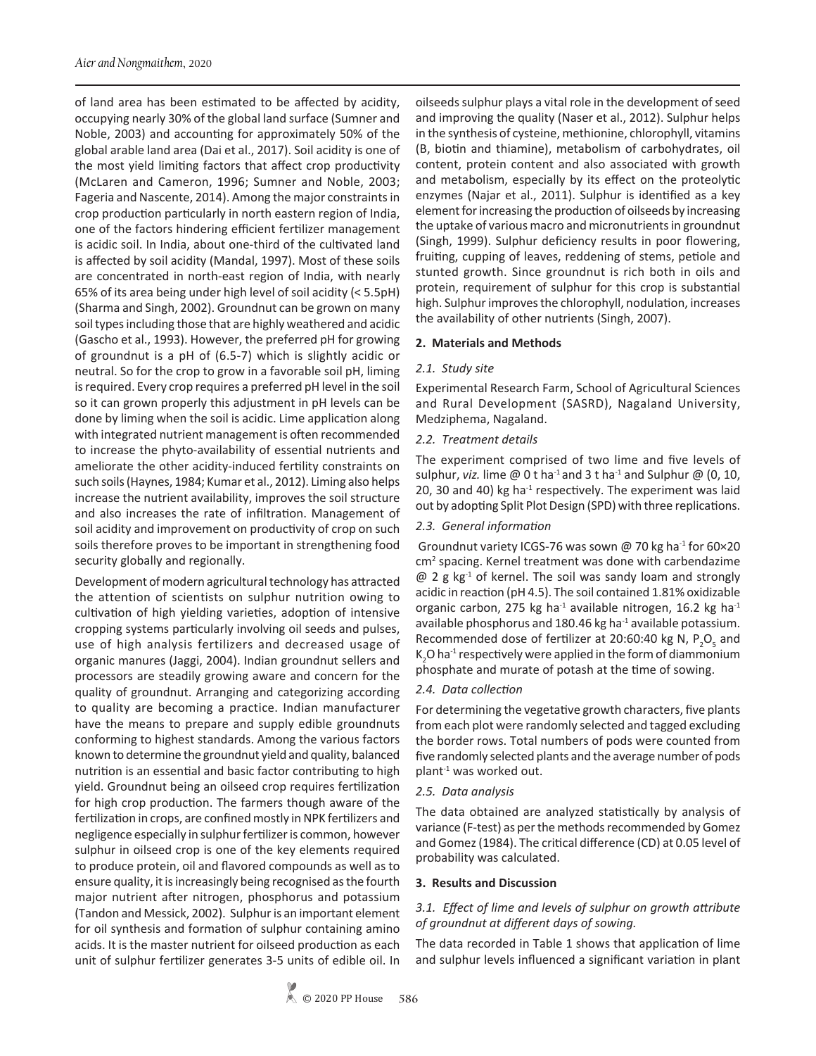of land area has been estimated to be affected by acidity, occupying nearly 30% of the global land surface (Sumner and Noble, 2003) and accounting for approximately 50% of the global arable land area (Dai et al., 2017). Soil acidity is one of the most yield limiting factors that affect crop productivity (McLaren and Cameron, 1996; Sumner and Noble, 2003; Fageria and Nascente, 2014). Among the major constraints in crop production particularly in north eastern region of India, one of the factors hindering efficient fertilizer management is acidic soil. In India, about one-third of the cultivated land is affected by soil acidity (Mandal, 1997). Most of these soils are concentrated in north-east region of India, with nearly 65% of its area being under high level of soil acidity (< 5.5pH) (Sharma and Singh, 2002). Groundnut can be grown on many soil types including those that are highly weathered and acidic (Gascho et al., 1993). However, the preferred pH for growing of groundnut is a pH of (6.5-7) which is slightly acidic or neutral. So for the crop to grow in a favorable soil pH, liming is required. Every crop requires a preferred pH level in the soil so it can grown properly this adjustment in pH levels can be done by liming when the soil is acidic. Lime application along with integrated nutrient management is often recommended to increase the phyto-availability of essential nutrients and ameliorate the other acidity-induced fertility constraints on such soils (Haynes, 1984; Kumar et al., 2012). Liming also helps increase the nutrient availability, improves the soil structure and also increases the rate of infiltration. Management of soil acidity and improvement on productivity of crop on such soils therefore proves to be important in strengthening food security globally and regionally.

Development of modern agricultural technology has attracted the attention of scientists on sulphur nutrition owing to cultivation of high yielding varieties, adoption of intensive cropping systems particularly involving oil seeds and pulses, use of high analysis fertilizers and decreased usage of organic manures (Jaggi, 2004). Indian groundnut sellers and processors are steadily growing aware and concern for the quality of groundnut. Arranging and categorizing according to quality are becoming a practice. Indian manufacturer have the means to prepare and supply edible groundnuts conforming to highest standards. Among the various factors known to determine the groundnut yield and quality, balanced nutrition is an essential and basic factor contributing to high yield. Groundnut being an oilseed crop requires fertilization for high crop production. The farmers though aware of the fertilization in crops, are confined mostly in NPK fertilizers and negligence especially in sulphur fertilizer is common, however sulphur in oilseed crop is one of the key elements required to produce protein, oil and flavored compounds as well as to ensure quality, it is increasingly being recognised as the fourth major nutrient after nitrogen, phosphorus and potassium (Tandon and Messick, 2002). Sulphur is an important element for oil synthesis and formation of sulphur containing amino acids. It is the master nutrient for oilseed production as each unit of sulphur fertilizer generates 3-5 units of edible oil. In oilseeds sulphur plays a vital role in the development of seed and improving the quality (Naser et al., 2012). Sulphur helps in the synthesis of cysteine, methionine, chlorophyll, vitamins (B, biotin and thiamine), metabolism of carbohydrates, oil content, protein content and also associated with growth and metabolism, especially by its effect on the proteolytic enzymes (Najar et al., 2011). Sulphur is identified as a key element for increasing the production of oilseeds by increasing the uptake of various macro and micronutrients in groundnut (Singh, 1999). Sulphur deficiency results in poor flowering, fruiting, cupping of leaves, reddening of stems, petiole and stunted growth. Since groundnut is rich both in oils and protein, requirement of sulphur for this crop is substantial high. Sulphur improves the chlorophyll, nodulation, increases the availability of other nutrients (Singh, 2007).

## 2. Materials and Methods

### *2.1. Study site*

Experimental Research Farm, School of Agricultural Sciences and Rural Development (SASRD), Nagaland University, Medziphema, Nagaland.

### *2.2. Treatment details*

The experiment comprised of two lime and five levels of sulphur, *viz.* lime @ 0 t ha$^{-1}$ and 3 t ha$^{-1}$ and Sulphur @ (0, 10, 20, 30 and 40) kg ha$^{-1}$ respectively. The experiment was laid out by adopting Split Plot Design (SPD) with three replications.

### *2.3. General information*

Groundnut variety ICGS-76 was sown @ 70 kg ha$^{-1}$ for 60×20 cm$^2$ spacing. Kernel treatment was done with carbendazime @ 2 g kg$^{-1}$ of kernel. The soil was sandy loam and strongly acidic in reaction (pH 4.5). The soil contained 1.81% oxidizable organic carbon, 275 kg ha$^{-1}$ available nitrogen, 16.2 kg ha$^{-1}$ available phosphorus and 180.46 kg ha$^{-1}$ available potassium. Recommended dose of fertilizer at 20:60:40 kg N, $P_2O_5$ and $K_2O$ ha$^{-1}$ respectively were applied in the form of diammonium phosphate and murate of potash at the time of sowing.

### *2.4. Data collection*

For determining the vegetative growth characters, five plants from each plot were randomly selected and tagged excluding the border rows. Total numbers of pods were counted from five randomly selected plants and the average number of pods plant$^{-1}$ was worked out.

### *2.5. Data analysis*

The data obtained are analyzed statistically by analysis of variance (F-test) as per the methods recommended by Gomez and Gomez (1984). The critical difference (CD) at 0.05 level of probability was calculated.

## 3. Results and Discussion

### *3.1. Effect of lime and levels of sulphur on growth attribute of groundnut at different days of sowing.*

The data recorded in Table 1 shows that application of lime and sulphur levels influenced a significant variation in plant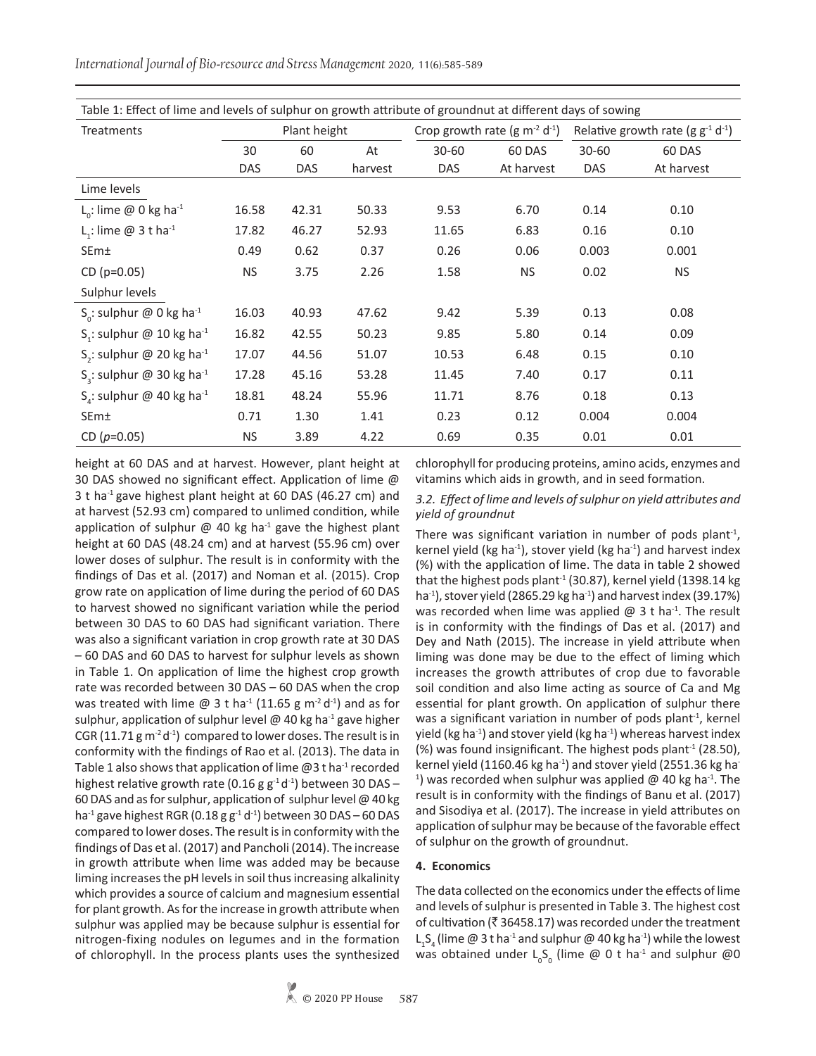Table 1: Effect of lime and levels of sulphur on growth attribute of groundnut at different days of sowing

| Treatments | Plant height | | | Crop growth rate (g $m^{-2}$ $d^{-1}$) | | Relative growth rate (g $g^{-1}$ $d^{-1}$) | |
|---|---|---|---|---|---|---|---|
| | 30 DAS | 60 DAS | At harvest | 30-60 DAS | 60 DAS At harvest | 30-60 DAS | 60 DAS At harvest |
| Lime levels | | | | | | | |
| $L_0$: lime @ 0 kg $ha^{-1}$ | 16.58 | 42.31 | 50.33 | 9.53 | 6.70 | 0.14 | 0.10 |
| $L_1$: lime @ 3 t $ha^{-1}$ | 17.82 | 46.27 | 52.93 | 11.65 | 6.83 | 0.16 | 0.10 |
| SEm± | 0.49 | 0.62 | 0.37 | 0.26 | 0.06 | 0.003 | 0.001 |
| CD (p=0.05) | NS | 3.75 | 2.26 | 1.58 | NS | 0.02 | NS |
| Sulphur levels | | | | | | | |
| $S_0$: sulphur @ 0 kg $ha^{-1}$ | 16.03 | 40.93 | 47.62 | 9.42 | 5.39 | 0.13 | 0.08 |
| $S_1$: sulphur @ 10 kg $ha^{-1}$ | 16.82 | 42.55 | 50.23 | 9.85 | 5.80 | 0.14 | 0.09 |
| $S_2$: sulphur @ 20 kg $ha^{-1}$ | 17.07 | 44.56 | 51.07 | 10.53 | 6.48 | 0.15 | 0.10 |
| $S_3$: sulphur @ 30 kg $ha^{-1}$ | 17.28 | 45.16 | 53.28 | 11.45 | 7.40 | 0.17 | 0.11 |
| $S_4$: sulphur @ 40 kg $ha^{-1}$ | 18.81 | 48.24 | 55.96 | 11.71 | 8.76 | 0.18 | 0.13 |
| SEm± | 0.71 | 1.30 | 1.41 | 0.23 | 0.12 | 0.004 | 0.004 |
| CD ($p$=0.05) | NS | 3.89 | 4.22 | 0.69 | 0.35 | 0.01 | 0.01 |

height at 60 DAS and at harvest. However, plant height at 30 DAS showed no significant effect. Application of lime @ 3 t $ha^{-1}$ gave highest plant height at 60 DAS (46.27 cm) and at harvest (52.93 cm) compared to unlimed condition, while application of sulphur @ 40 kg $ha^{-1}$ gave the highest plant height at 60 DAS (48.24 cm) and at harvest (55.96 cm) over lower doses of sulphur. The result is in conformity with the findings of Das et al. (2017) and Noman et al. (2015). Crop grow rate on application of lime during the period of 60 DAS to harvest showed no significant variation while the period between 30 DAS to 60 DAS had significant variation. There was also a significant variation in crop growth rate at 30 DAS – 60 DAS and 60 DAS to harvest for sulphur levels as shown in Table 1. On application of lime the highest crop growth rate was recorded between 30 DAS – 60 DAS when the crop was treated with lime @ 3 t $ha^{-1}$ (11.65 g $m^{-2}$ $d^{-1}$) and as for sulphur, application of sulphur level @ 40 kg $ha^{-1}$ gave higher CGR (11.71 g $m^{-2}$ $d^{-1}$) compared to lower doses. The result is in conformity with the findings of Rao et al. (2013). The data in Table 1 also shows that application of lime @3 t $ha^{-1}$ recorded highest relative growth rate (0.16 g $g^{-1}$ $d^{-1}$) between 30 DAS – 60 DAS and as for sulphur, application of sulphur level @ 40 kg $ha^{-1}$ gave highest RGR (0.18 g $g^{-1}$ $d^{-1}$) between 30 DAS – 60 DAS compared to lower doses. The result is in conformity with the findings of Das et al. (2017) and Pancholi (2014). The increase in growth attribute when lime was added may be because liming increases the pH levels in soil thus increasing alkalinity which provides a source of calcium and magnesium essential for plant growth. As for the increase in growth attribute when sulphur was applied may be because sulphur is essential for nitrogen-fixing nodules on legumes and in the formation of chlorophyll. In the process plants uses the synthesized chlorophyll for producing proteins, amino acids, enzymes and vitamins which aids in growth, and in seed formation.

### *3.2. Effect of lime and levels of sulphur on yield attributes and yield of groundnut*

There was significant variation in number of pods $plant^{-1}$, kernel yield (kg $ha^{-1}$), stover yield (kg $ha^{-1}$) and harvest index (%) with the application of lime. The data in table 2 showed that the highest pods $plant^{-1}$ (30.87), kernel yield (1398.14 kg $ha^{-1}$), stover yield (2865.29 kg $ha^{-1}$) and harvest index (39.17%) was recorded when lime was applied @ 3 t $ha^{-1}$. The result is in conformity with the findings of Das et al. (2017) and Dey and Nath (2015). The increase in yield attribute when liming was done may be due to the effect of liming which increases the growth attributes of crop due to favorable soil condition and also lime acting as source of Ca and Mg essential for plant growth. On application of sulphur there was a significant variation in number of pods $plant^{-1}$, kernel yield (kg $ha^{-1}$) and stover yield (kg $ha^{-1}$) whereas harvest index (%) was found insignificant. The highest pods $plant^{-1}$ (28.50), kernel yield (1160.46 kg $ha^{-1}$) and stover yield (2551.36 kg $ha^{-1}$) was recorded when sulphur was applied @ 40 kg $ha^{-1}$. The result is in conformity with the findings of Banu et al. (2017) and Sisodiya et al. (2017). The increase in yield attributes on application of sulphur may be because of the favorable effect of sulphur on the growth of groundnut.

## 4. Economics

The data collected on the economics under the effects of lime and levels of sulphur is presented in Table 3. The highest cost of cultivation (₹ 36458.17) was recorded under the treatment $L_1S_4$ (lime @ 3 t $ha^{-1}$ and sulphur @ 40 kg $ha^{-1}$) while the lowest was obtained under $L_0S_0$ (lime @ 0 t $ha^{-1}$ and sulphur @0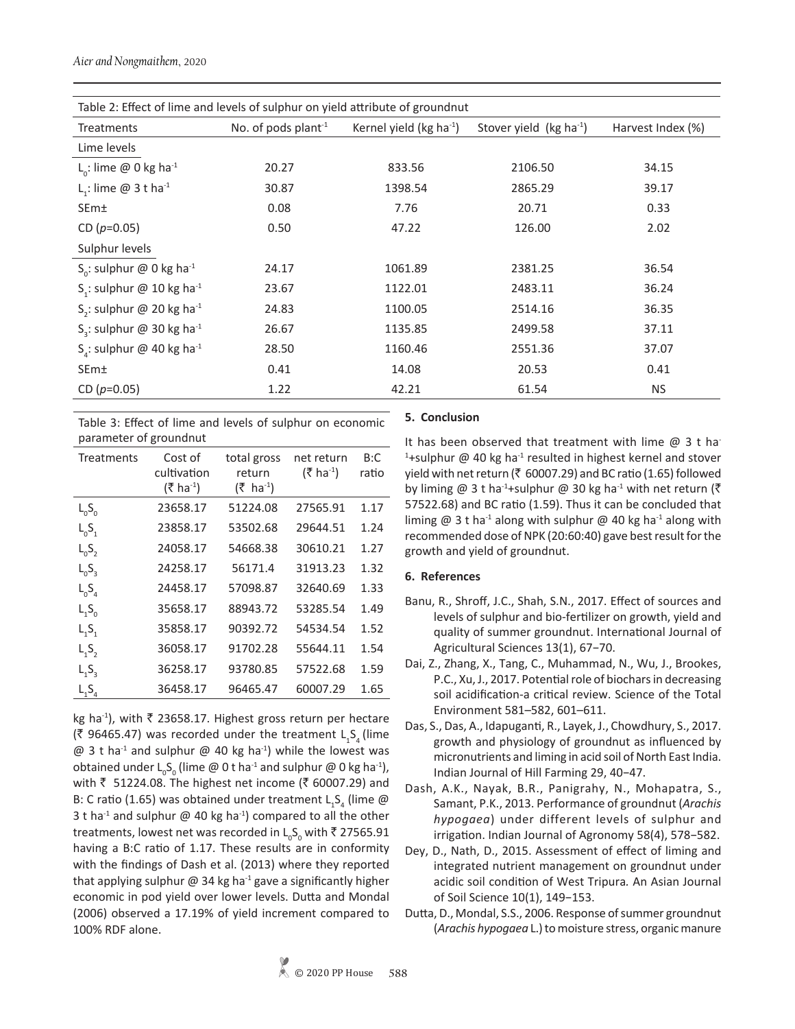Table 2: Effect of lime and levels of sulphur on yield attribute of groundnut

| Treatments | No. of pods plant$^{-1}$ | Kernel yield (kg ha$^{-1}$) | Stover yield (kg ha$^{-1}$) | Harvest Index (%) |
|---|---|---|---|---|
| Lime levels | | | | |
| $L_0$: lime @ 0 kg ha$^{-1}$ | 20.27 | 833.56 | 2106.50 | 34.15 |
| $L_1$: lime @ 3 t ha$^{-1}$ | 30.87 | 1398.54 | 2865.29 | 39.17 |
| SEm± | 0.08 | 7.76 | 20.71 | 0.33 |
| CD ($p$=0.05) | 0.50 | 47.22 | 126.00 | 2.02 |
| Sulphur levels | | | | |
| $S_0$: sulphur @ 0 kg ha$^{-1}$ | 24.17 | 1061.89 | 2381.25 | 36.54 |
| $S_1$: sulphur @ 10 kg ha$^{-1}$ | 23.67 | 1122.01 | 2483.11 | 36.24 |
| $S_2$: sulphur @ 20 kg ha$^{-1}$ | 24.83 | 1100.05 | 2514.16 | 36.35 |
| $S_3$: sulphur @ 30 kg ha$^{-1}$ | 26.67 | 1135.85 | 2499.58 | 37.11 |
| $S_4$: sulphur @ 40 kg ha$^{-1}$ | 28.50 | 1160.46 | 2551.36 | 37.07 |
| SEm± | 0.41 | 14.08 | 20.53 | 0.41 |
| CD ($p$=0.05) | 1.22 | 42.21 | 61.54 | NS |

Table 3: Effect of lime and levels of sulphur on economic parameter of groundnut

| Treatments | Cost of cultivation (₹ ha$^{-1}$) | total gross return (₹ ha$^{-1}$) | net return (₹ ha$^{-1}$) | B:C ratio |
|---|---|---|---|---|
| $L_0S_0$ | 23658.17 | 51224.08 | 27565.91 | 1.17 |
| $L_0S_1$ | 23858.17 | 53502.68 | 29644.51 | 1.24 |
| $L_0S_2$ | 24058.17 | 54668.38 | 30610.21 | 1.27 |
| $L_0S_3$ | 24258.17 | 56171.4 | 31913.23 | 1.32 |
| $L_0S_4$ | 24458.17 | 57098.87 | 32640.69 | 1.33 |
| $L_1S_0$ | 35658.17 | 88943.72 | 53285.54 | 1.49 |
| $L_1S_1$ | 35858.17 | 90392.72 | 54534.54 | 1.52 |
| $L_1S_2$ | 36058.17 | 91702.28 | 55644.11 | 1.54 |
| $L_1S_3$ | 36258.17 | 93780.85 | 57522.68 | 1.59 |
| $L_1S_4$ | 36458.17 | 96465.47 | 60007.29 | 1.65 |

kg ha$^{-1}$), with ₹ 23658.17. Highest gross return per hectare (₹ 96465.47) was recorded under the treatment $L_1S_4$ (lime @ 3 t ha$^{-1}$ and sulphur @ 40 kg ha$^{-1}$) while the lowest was obtained under $L_0S_0$ (lime @ 0 t ha$^{-1}$ and sulphur @ 0 kg ha$^{-1}$), with ₹ 51224.08. The highest net income (₹ 60007.29) and B: C ratio (1.65) was obtained under treatment $L_1S_4$ (lime @ 3 t ha$^{-1}$ and sulphur @ 40 kg ha$^{-1}$) compared to all the other treatments, lowest net was recorded in $L_0S_0$ with ₹ 27565.91 having a B:C ratio of 1.17. These results are in conformity with the findings of Dash et al. (2013) where they reported that applying sulphur @ 34 kg ha$^{-1}$ gave a significantly higher economic in pod yield over lower levels. Dutta and Mondal (2006) observed a 17.19% of yield increment compared to 100% RDF alone.

## 5. Conclusion

It has been observed that treatment with lime @ 3 t ha$^{-1}$+sulphur @ 40 kg ha$^{-1}$ resulted in highest kernel and stover yield with net return (₹ 60007.29) and BC ratio (1.65) followed by liming @ 3 t ha$^{-1}$+sulphur @ 30 kg ha$^{-1}$ with net return (₹ 57522.68) and BC ratio (1.59). Thus it can be concluded that liming @ 3 t ha$^{-1}$ along with sulphur @ 40 kg ha$^{-1}$ along with recommended dose of NPK (20:60:40) gave best result for the growth and yield of groundnut.

## 6. References

Banu, R., Shroff, J.C., Shah, S.N., 2017. Effect of sources and levels of sulphur and bio-fertilizer on growth, yield and quality of summer groundnut. International Journal of Agricultural Sciences 13(1), 67−70.

Dai, Z., Zhang, X., Tang, C., Muhammad, N., Wu, J., Brookes, P.C., Xu, J., 2017. Potential role of biochars in decreasing soil acidification-a critical review. Science of the Total Environment 581–582, 601–611.

Das, S., Das, A., Idapuganti, R., Layek, J., Chowdhury, S., 2017. growth and physiology of groundnut as influenced by micronutrients and liming in acid soil of North East India. Indian Journal of Hill Farming 29, 40−47.

Dash, A.K., Nayak, B.R., Panigrahy, N., Mohapatra, S., Samant, P.K., 2013. Performance of groundnut (*Arachis hypogaea*) under different levels of sulphur and irrigation. Indian Journal of Agronomy 58(4), 578−582.

Dey, D., Nath, D., 2015. Assessment of effect of liming and integrated nutrient management on groundnut under acidic soil condition of West Tripura. An Asian Journal of Soil Science 10(1), 149−153.

Dutta, D., Mondal, S.S., 2006. Response of summer groundnut (*Arachis hypogaea* L.) to moisture stress, organic manure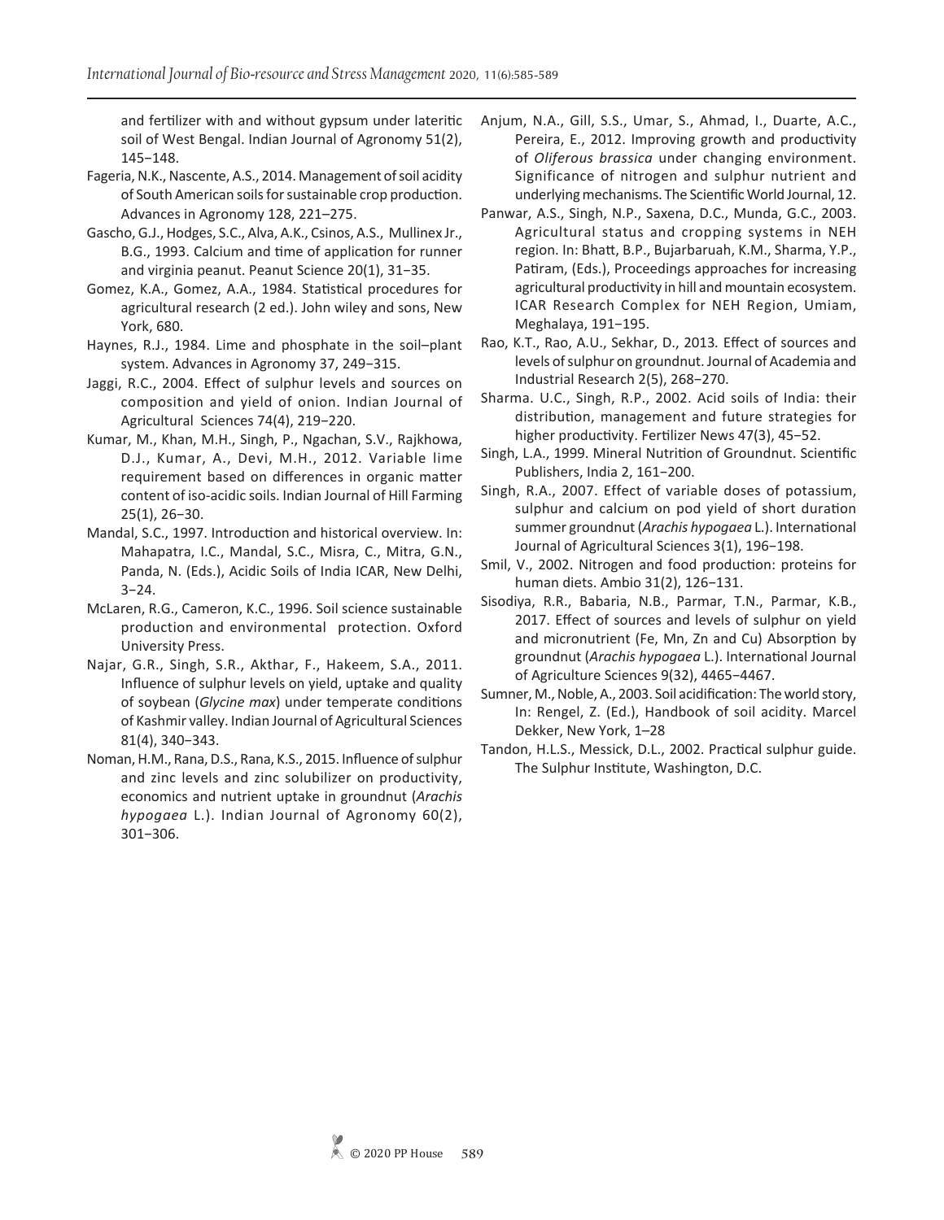and fertilizer with and without gypsum under lateritic soil of West Bengal. Indian Journal of Agronomy 51(2), 145−148.

Fageria, N.K., Nascente, A.S., 2014. Management of soil acidity of South American soils for sustainable crop production. Advances in Agronomy 128, 221–275.

Gascho, G.J., Hodges, S.C., Alva, A.K., Csinos, A.S., Mullinex Jr., B.G., 1993. Calcium and time of application for runner and virginia peanut. Peanut Science 20(1), 31−35.

Gomez, K.A., Gomez, A.A., 1984. Statistical procedures for agricultural research (2 ed.). John wiley and sons, New York, 680.

Haynes, R.J., 1984. Lime and phosphate in the soil–plant system. Advances in Agronomy 37, 249−315.

Jaggi, R.C., 2004. Effect of sulphur levels and sources on composition and yield of onion. Indian Journal of Agricultural Sciences 74(4), 219−220.

Kumar, M., Khan, M.H., Singh, P., Ngachan, S.V., Rajkhowa, D.J., Kumar, A., Devi, M.H., 2012. Variable lime requirement based on differences in organic matter content of iso-acidic soils. Indian Journal of Hill Farming 25(1), 26−30.

Mandal, S.C., 1997. Introduction and historical overview. In: Mahapatra, I.C., Mandal, S.C., Misra, C., Mitra, G.N., Panda, N. (Eds.), Acidic Soils of India ICAR, New Delhi, 3−24.

McLaren, R.G., Cameron, K.C., 1996. Soil science sustainable production and environmental protection. Oxford University Press.

Najar, G.R., Singh, S.R., Akthar, F., Hakeem, S.A., 2011. Influence of sulphur levels on yield, uptake and quality of soybean (*Glycine max*) under temperate conditions of Kashmir valley. Indian Journal of Agricultural Sciences 81(4), 340−343.

Noman, H.M., Rana, D.S., Rana, K.S., 2015. Influence of sulphur and zinc levels and zinc solubilizer on productivity, economics and nutrient uptake in groundnut (*Arachis hypogaea* L.). Indian Journal of Agronomy 60(2), 301−306.

Anjum, N.A., Gill, S.S., Umar, S., Ahmad, I., Duarte, A.C., Pereira, E., 2012. Improving growth and productivity of *Oliferous brassica* under changing environment. Significance of nitrogen and sulphur nutrient and underlying mechanisms. The Scientific World Journal, 12.

Panwar, A.S., Singh, N.P., Saxena, D.C., Munda, G.C., 2003. Agricultural status and cropping systems in NEH region. In: Bhatt, B.P., Bujarbaruah, K.M., Sharma, Y.P., Patiram, (Eds.), Proceedings approaches for increasing agricultural productivity in hill and mountain ecosystem. ICAR Research Complex for NEH Region, Umiam, Meghalaya, 191−195.

Rao, K.T., Rao, A.U., Sekhar, D., 2013. Effect of sources and levels of sulphur on groundnut. Journal of Academia and Industrial Research 2(5), 268−270.

Sharma. U.C., Singh, R.P., 2002. Acid soils of India: their distribution, management and future strategies for higher productivity. Fertilizer News 47(3), 45−52.

Singh, L.A., 1999. Mineral Nutrition of Groundnut. Scientific Publishers, India 2, 161−200.

Singh, R.A., 2007. Effect of variable doses of potassium, sulphur and calcium on pod yield of short duration summer groundnut (*Arachis hypogaea* L.). International Journal of Agricultural Sciences 3(1), 196−198.

Smil, V., 2002. Nitrogen and food production: proteins for human diets. Ambio 31(2), 126−131.

Sisodiya, R.R., Babaria, N.B., Parmar, T.N., Parmar, K.B., 2017. Effect of sources and levels of sulphur on yield and micronutrient (Fe, Mn, Zn and Cu) Absorption by groundnut (*Arachis hypogaea* L.). International Journal of Agriculture Sciences 9(32), 4465−4467.

Sumner, M., Noble, A., 2003. Soil acidification: The world story, In: Rengel, Z. (Ed.), Handbook of soil acidity. Marcel Dekker, New York, 1–28

Tandon, H.L.S., Messick, D.L., 2002. Practical sulphur guide. The Sulphur Institute, Washington, D.C.